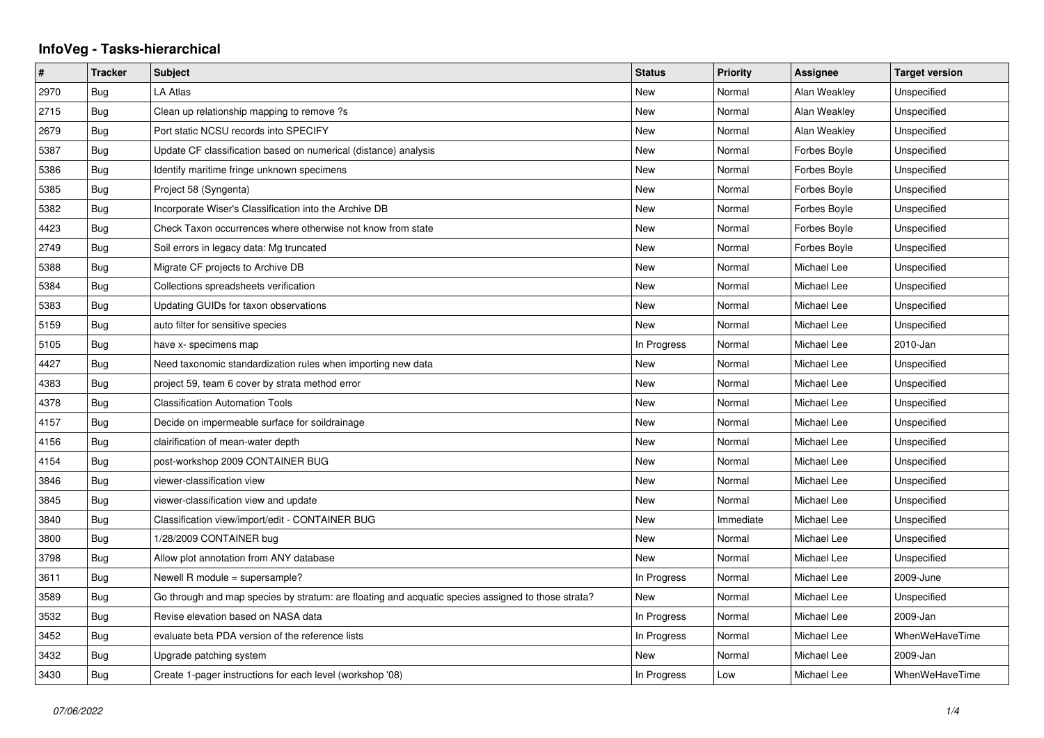# InfoVeg - Tasks-hierarchical

| # | Tracker | Subject | Status | Priority | Assignee | Target version |
|---|---|---|---|---|---|---|
| 2970 | Bug | LA Atlas | New | Normal | Alan Weakley | Unspecified |
| 2715 | Bug | Clean up relationship mapping to remove ?s | New | Normal | Alan Weakley | Unspecified |
| 2679 | Bug | Port static NCSU records into SPECIFY | New | Normal | Alan Weakley | Unspecified |
| 5387 | Bug | Update CF classification based on numerical (distance) analysis | New | Normal | Forbes Boyle | Unspecified |
| 5386 | Bug | Identify maritime fringe unknown specimens | New | Normal | Forbes Boyle | Unspecified |
| 5385 | Bug | Project 58 (Syngenta) | New | Normal | Forbes Boyle | Unspecified |
| 5382 | Bug | Incorporate Wiser's Classification into the Archive DB | New | Normal | Forbes Boyle | Unspecified |
| 4423 | Bug | Check Taxon occurrences where otherwise not know from state | New | Normal | Forbes Boyle | Unspecified |
| 2749 | Bug | Soil errors in legacy data: Mg truncated | New | Normal | Forbes Boyle | Unspecified |
| 5388 | Bug | Migrate CF projects to Archive DB | New | Normal | Michael Lee | Unspecified |
| 5384 | Bug | Collections spreadsheets verification | New | Normal | Michael Lee | Unspecified |
| 5383 | Bug | Updating GUIDs for taxon observations | New | Normal | Michael Lee | Unspecified |
| 5159 | Bug | auto filter for sensitive species | New | Normal | Michael Lee | Unspecified |
| 5105 | Bug | have x- specimens map | In Progress | Normal | Michael Lee | 2010-Jan |
| 4427 | Bug | Need taxonomic standardization rules when importing new data | New | Normal | Michael Lee | Unspecified |
| 4383 | Bug | project 59, team 6 cover by strata method error | New | Normal | Michael Lee | Unspecified |
| 4378 | Bug | Classification Automation Tools | New | Normal | Michael Lee | Unspecified |
| 4157 | Bug | Decide on impermeable surface for soildrainage | New | Normal | Michael Lee | Unspecified |
| 4156 | Bug | clairification of mean-water depth | New | Normal | Michael Lee | Unspecified |
| 4154 | Bug | post-workshop 2009 CONTAINER BUG | New | Normal | Michael Lee | Unspecified |
| 3846 | Bug | viewer-classification view | New | Normal | Michael Lee | Unspecified |
| 3845 | Bug | viewer-classification view and update | New | Normal | Michael Lee | Unspecified |
| 3840 | Bug | Classification view/import/edit - CONTAINER BUG | New | Immediate | Michael Lee | Unspecified |
| 3800 | Bug | 1/28/2009 CONTAINER bug | New | Normal | Michael Lee | Unspecified |
| 3798 | Bug | Allow plot annotation from ANY database | New | Normal | Michael Lee | Unspecified |
| 3611 | Bug | Newell R module = supersample? | In Progress | Normal | Michael Lee | 2009-June |
| 3589 | Bug | Go through and map species by stratum: are floating and acquatic species assigned to those strata? | New | Normal | Michael Lee | Unspecified |
| 3532 | Bug | Revise elevation based on NASA data | In Progress | Normal | Michael Lee | 2009-Jan |
| 3452 | Bug | evaluate beta PDA version of the reference lists | In Progress | Normal | Michael Lee | WhenWeHaveTime |
| 3432 | Bug | Upgrade patching system | New | Normal | Michael Lee | 2009-Jan |
| 3430 | Bug | Create 1-pager instructions for each level (workshop '08) | In Progress | Low | Michael Lee | WhenWeHaveTime |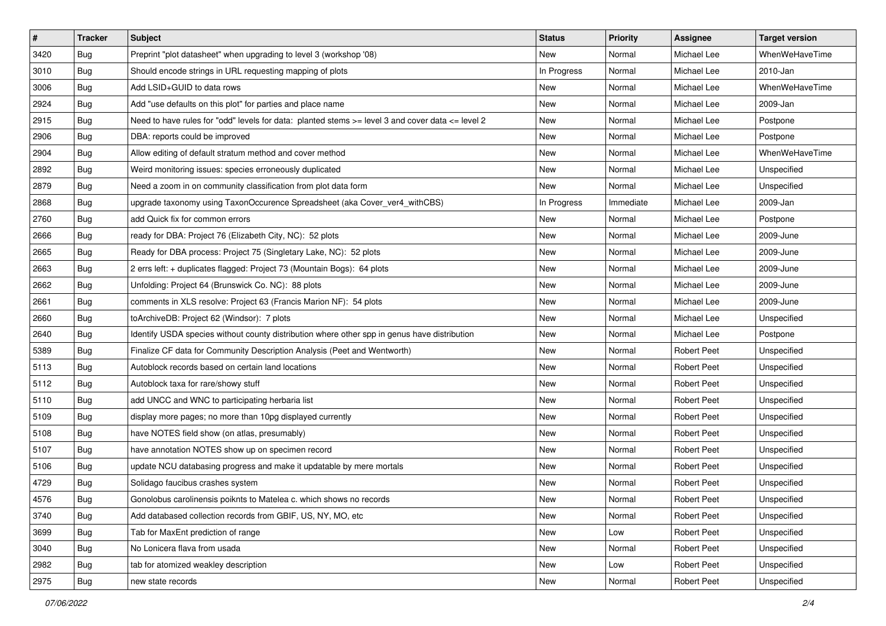| # | Tracker | Subject | Status | Priority | Assignee | Target version |
|---|---|---|---|---|---|---|
| 3420 | Bug | Preprint "plot datasheet" when upgrading to level 3 (workshop '08) | New | Normal | Michael Lee | WhenWeHaveTime |
| 3010 | Bug | Should encode strings in URL requesting mapping of plots | In Progress | Normal | Michael Lee | 2010-Jan |
| 3006 | Bug | Add LSID+GUID to data rows | New | Normal | Michael Lee | WhenWeHaveTime |
| 2924 | Bug | Add "use defaults on this plot" for parties and place name | New | Normal | Michael Lee | 2009-Jan |
| 2915 | Bug | Need to have rules for "odd" levels for data: planted stems >= level 3 and cover data <= level 2 | New | Normal | Michael Lee | Postpone |
| 2906 | Bug | DBA: reports could be improved | New | Normal | Michael Lee | Postpone |
| 2904 | Bug | Allow editing of default stratum method and cover method | New | Normal | Michael Lee | WhenWeHaveTime |
| 2892 | Bug | Weird monitoring issues: species erroneously duplicated | New | Normal | Michael Lee | Unspecified |
| 2879 | Bug | Need a zoom in on community classification from plot data form | New | Normal | Michael Lee | Unspecified |
| 2868 | Bug | upgrade taxonomy using TaxonOccurence Spreadsheet (aka Cover_ver4_withCBS) | In Progress | Immediate | Michael Lee | 2009-Jan |
| 2760 | Bug | add Quick fix for common errors | New | Normal | Michael Lee | Postpone |
| 2666 | Bug | ready for DBA: Project 76 (Elizabeth City, NC): 52 plots | New | Normal | Michael Lee | 2009-June |
| 2665 | Bug | Ready for DBA process: Project 75 (Singletary Lake, NC): 52 plots | New | Normal | Michael Lee | 2009-June |
| 2663 | Bug | 2 errs left: + duplicates flagged: Project 73 (Mountain Bogs): 64 plots | New | Normal | Michael Lee | 2009-June |
| 2662 | Bug | Unfolding: Project 64 (Brunswick Co. NC): 88 plots | New | Normal | Michael Lee | 2009-June |
| 2661 | Bug | comments in XLS resolve: Project 63 (Francis Marion NF): 54 plots | New | Normal | Michael Lee | 2009-June |
| 2660 | Bug | toArchiveDB: Project 62 (Windsor): 7 plots | New | Normal | Michael Lee | Unspecified |
| 2640 | Bug | Identify USDA species without county distribution where other spp in genus have distribution | New | Normal | Michael Lee | Postpone |
| 5389 | Bug | Finalize CF data for Community Description Analysis (Peet and Wentworth) | New | Normal | Robert Peet | Unspecified |
| 5113 | Bug | Autoblock records based on certain land locations | New | Normal | Robert Peet | Unspecified |
| 5112 | Bug | Autoblock taxa for rare/showy stuff | New | Normal | Robert Peet | Unspecified |
| 5110 | Bug | add UNCC and WNC to participating herbaria list | New | Normal | Robert Peet | Unspecified |
| 5109 | Bug | display more pages; no more than 10pg displayed currently | New | Normal | Robert Peet | Unspecified |
| 5108 | Bug | have NOTES field show (on atlas, presumably) | New | Normal | Robert Peet | Unspecified |
| 5107 | Bug | have annotation NOTES show up on specimen record | New | Normal | Robert Peet | Unspecified |
| 5106 | Bug | update NCU databasing progress and make it updatable by mere mortals | New | Normal | Robert Peet | Unspecified |
| 4729 | Bug | Solidago faucibus crashes system | New | Normal | Robert Peet | Unspecified |
| 4576 | Bug | Gonolobus carolinensis poiknts to Matelea c. which shows no records | New | Normal | Robert Peet | Unspecified |
| 3740 | Bug | Add databased collection records from GBIF, US, NY, MO, etc | New | Normal | Robert Peet | Unspecified |
| 3699 | Bug | Tab for MaxEnt prediction of range | New | Low | Robert Peet | Unspecified |
| 3040 | Bug | No Lonicera flava from usada | New | Normal | Robert Peet | Unspecified |
| 2982 | Bug | tab for atomized weakley description | New | Low | Robert Peet | Unspecified |
| 2975 | Bug | new state records | New | Normal | Robert Peet | Unspecified |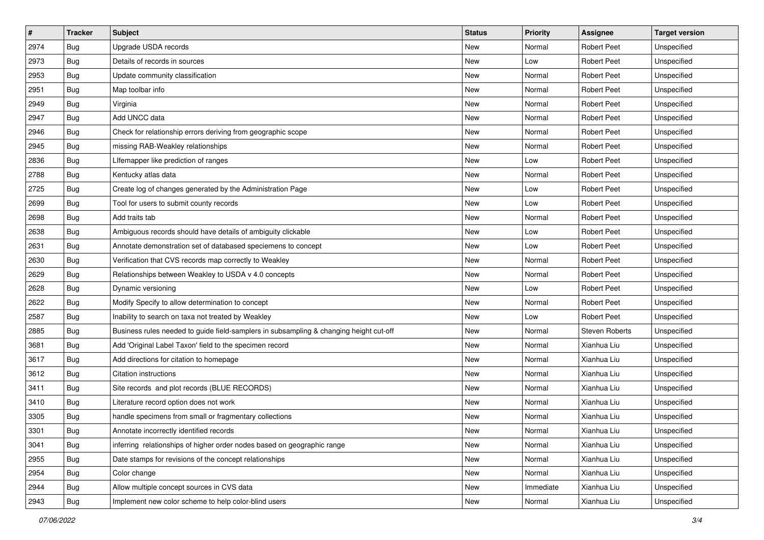| # | Tracker | Subject | Status | Priority | Assignee | Target version |
|---|---|---|---|---|---|---|
| 2974 | Bug | Upgrade USDA records | New | Normal | Robert Peet | Unspecified |
| 2973 | Bug | Details of records in sources | New | Low | Robert Peet | Unspecified |
| 2953 | Bug | Update community classification | New | Normal | Robert Peet | Unspecified |
| 2951 | Bug | Map toolbar info | New | Normal | Robert Peet | Unspecified |
| 2949 | Bug | Virginia | New | Normal | Robert Peet | Unspecified |
| 2947 | Bug | Add UNCC data | New | Normal | Robert Peet | Unspecified |
| 2946 | Bug | Check for relationship errors deriving from geographic scope | New | Normal | Robert Peet | Unspecified |
| 2945 | Bug | missing RAB-Weakley relationships | New | Normal | Robert Peet | Unspecified |
| 2836 | Bug | LIfemapper like prediction of ranges | New | Low | Robert Peet | Unspecified |
| 2788 | Bug | Kentucky atlas data | New | Normal | Robert Peet | Unspecified |
| 2725 | Bug | Create log of changes generated by the Administration Page | New | Low | Robert Peet | Unspecified |
| 2699 | Bug | Tool for users to submit county records | New | Low | Robert Peet | Unspecified |
| 2698 | Bug | Add traits tab | New | Normal | Robert Peet | Unspecified |
| 2638 | Bug | Ambiguous records should have details of ambiguity clickable | New | Low | Robert Peet | Unspecified |
| 2631 | Bug | Annotate demonstration set of databased speciemens to concept | New | Low | Robert Peet | Unspecified |
| 2630 | Bug | Verification that CVS records map correctly to Weakley | New | Normal | Robert Peet | Unspecified |
| 2629 | Bug | Relationships between Weakley to USDA v 4.0 concepts | New | Normal | Robert Peet | Unspecified |
| 2628 | Bug | Dynamic versioning | New | Low | Robert Peet | Unspecified |
| 2622 | Bug | Modify Specify to allow determination to concept | New | Normal | Robert Peet | Unspecified |
| 2587 | Bug | Inability to search on taxa not treated by Weakley | New | Low | Robert Peet | Unspecified |
| 2885 | Bug | Business rules needed to guide field-samplers in subsampling & changing height cut-off | New | Normal | Steven Roberts | Unspecified |
| 3681 | Bug | Add 'Original Label Taxon' field to the specimen record | New | Normal | Xianhua Liu | Unspecified |
| 3617 | Bug | Add directions for citation to homepage | New | Normal | Xianhua Liu | Unspecified |
| 3612 | Bug | Citation instructions | New | Normal | Xianhua Liu | Unspecified |
| 3411 | Bug | Site records and plot records (BLUE RECORDS) | New | Normal | Xianhua Liu | Unspecified |
| 3410 | Bug | Literature record option does not work | New | Normal | Xianhua Liu | Unspecified |
| 3305 | Bug | handle specimens from small or fragmentary collections | New | Normal | Xianhua Liu | Unspecified |
| 3301 | Bug | Annotate incorrectly identified records | New | Normal | Xianhua Liu | Unspecified |
| 3041 | Bug | inferring relationships of higher order nodes based on geographic range | New | Normal | Xianhua Liu | Unspecified |
| 2955 | Bug | Date stamps for revisions of the concept relationships | New | Normal | Xianhua Liu | Unspecified |
| 2954 | Bug | Color change | New | Normal | Xianhua Liu | Unspecified |
| 2944 | Bug | Allow multiple concept sources in CVS data | New | Immediate | Xianhua Liu | Unspecified |
| 2943 | Bug | Implement new color scheme to help color-blind users | New | Normal | Xianhua Liu | Unspecified |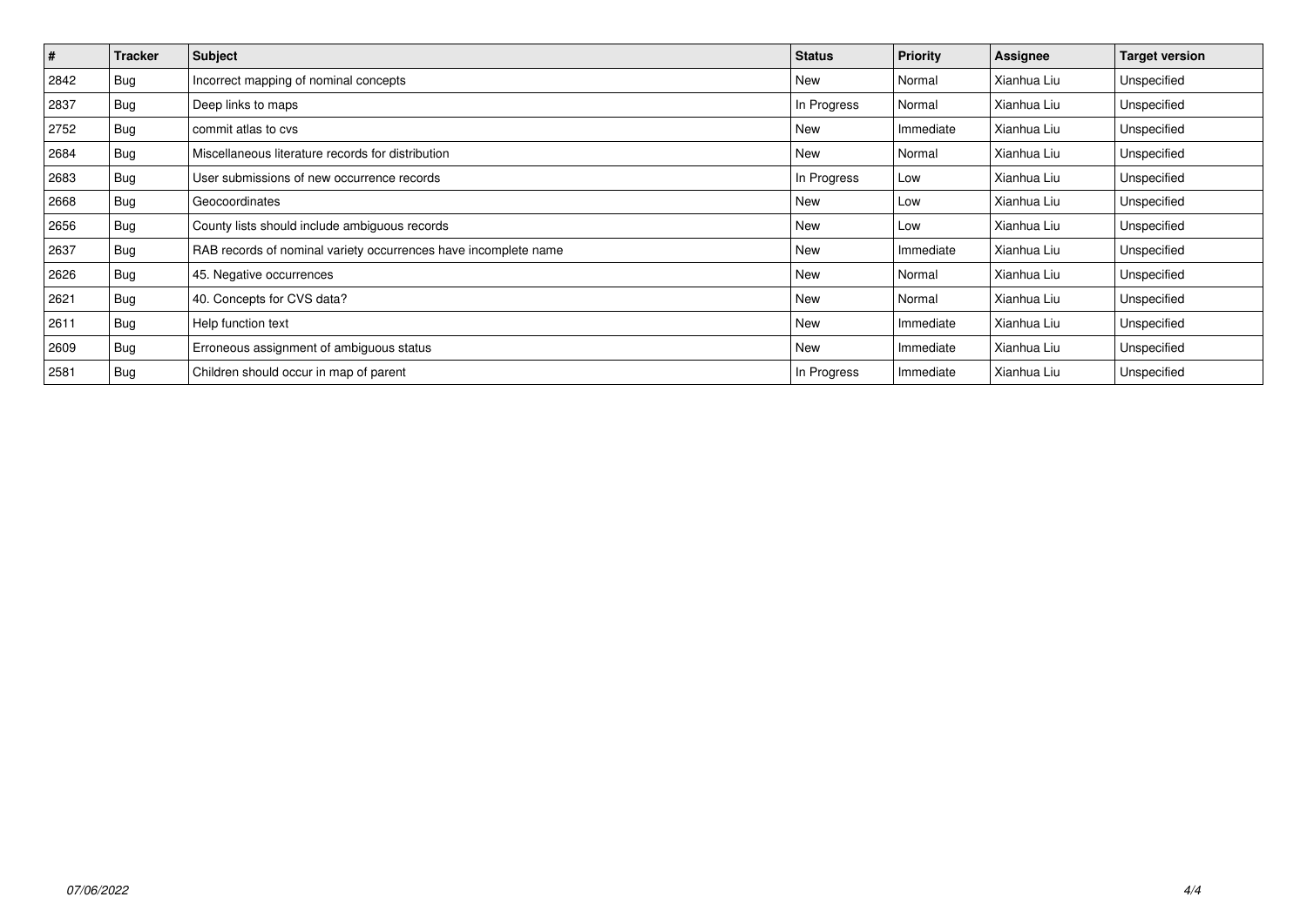| # | Tracker | Subject | Status | Priority | Assignee | Target version |
|---|---|---|---|---|---|---|
| 2842 | Bug | Incorrect mapping of nominal concepts | New | Normal | Xianhua Liu | Unspecified |
| 2837 | Bug | Deep links to maps | In Progress | Normal | Xianhua Liu | Unspecified |
| 2752 | Bug | commit atlas to cvs | New | Immediate | Xianhua Liu | Unspecified |
| 2684 | Bug | Miscellaneous literature records for distribution | New | Normal | Xianhua Liu | Unspecified |
| 2683 | Bug | User submissions of new occurrence records | In Progress | Low | Xianhua Liu | Unspecified |
| 2668 | Bug | Geocoordinates | New | Low | Xianhua Liu | Unspecified |
| 2656 | Bug | County lists should include ambiguous records | New | Low | Xianhua Liu | Unspecified |
| 2637 | Bug | RAB records of nominal variety occurrences have incomplete name | New | Immediate | Xianhua Liu | Unspecified |
| 2626 | Bug | 45. Negative occurrences | New | Normal | Xianhua Liu | Unspecified |
| 2621 | Bug | 40. Concepts for CVS data? | New | Normal | Xianhua Liu | Unspecified |
| 2611 | Bug | Help function text | New | Immediate | Xianhua Liu | Unspecified |
| 2609 | Bug | Erroneous assignment of ambiguous status | New | Immediate | Xianhua Liu | Unspecified |
| 2581 | Bug | Children should occur in map of parent | In Progress | Immediate | Xianhua Liu | Unspecified |

*07/06/2022*